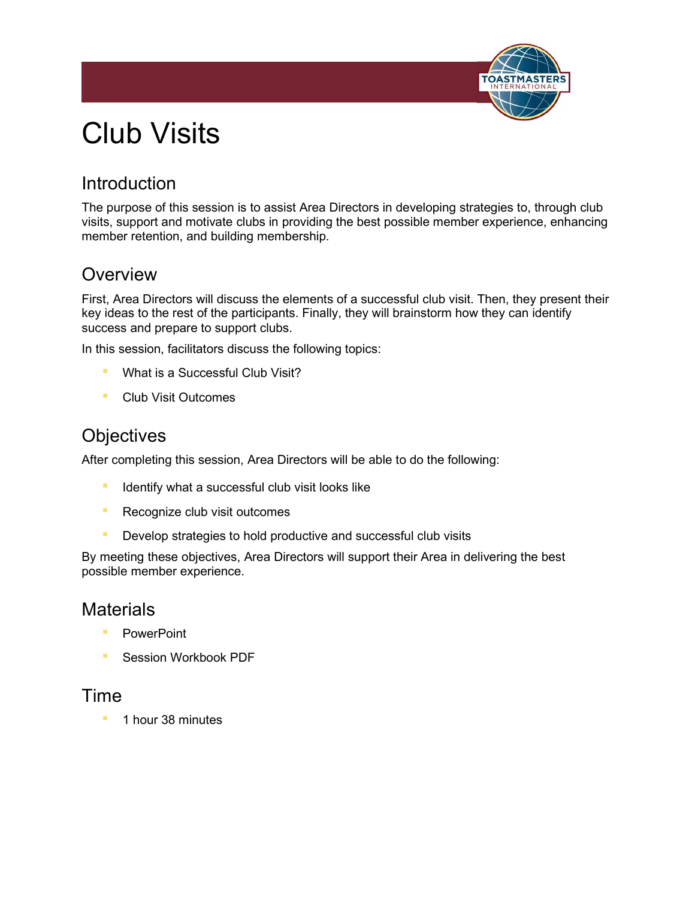# Club Visits

## Introduction

The purpose of this session is to assist Area Directors in developing strategies to, through club visits, support and motivate clubs in providing the best possible member experience, enhancing member retention, and building membership.

## Overview

First, Area Directors will discuss the elements of a successful club visit. Then, they present their key ideas to the rest of the participants. Finally, they will brainstorm how they can identify success and prepare to support clubs.

In this session, facilitators discuss the following topics:

- What is a Successful Club Visit?
- Club Visit Outcomes

## Objectives

After completing this session, Area Directors will be able to do the following:

- Identify what a successful club visit looks like
- Recognize club visit outcomes
- Develop strategies to hold productive and successful club visits

By meeting these objectives, Area Directors will support their Area in delivering the best possible member experience.

## Materials

- PowerPoint
- Session Workbook PDF

## Time

- 1 hour 38 minutes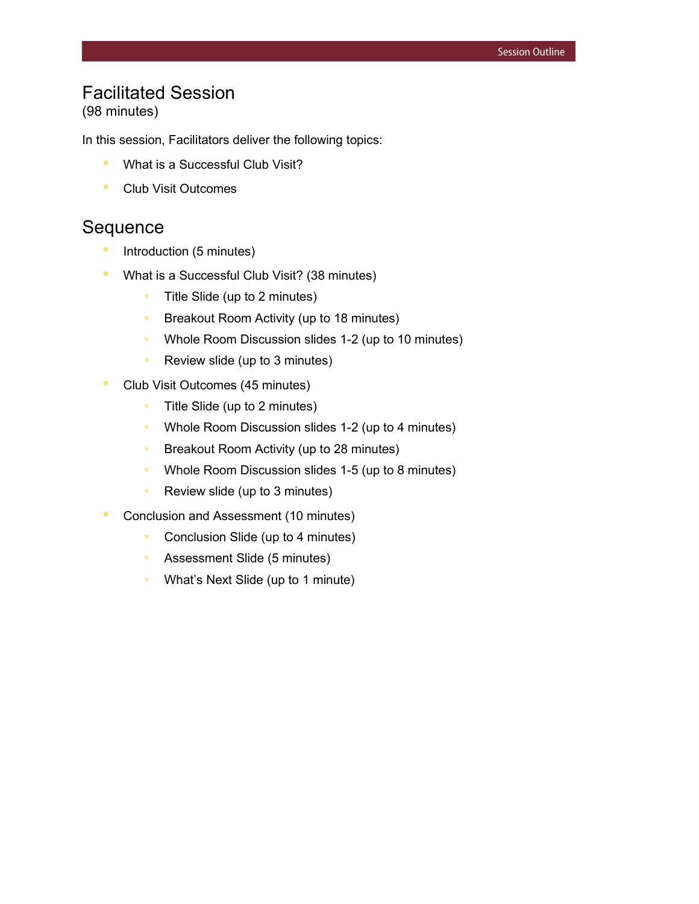# Facilitated Session

(98 minutes)

In this session, Facilitators deliver the following topics:

- What is a Successful Club Visit?
- Club Visit Outcomes

## Sequence

- Introduction (5 minutes)
- What is a Successful Club Visit? (38 minutes)
  - Title Slide (up to 2 minutes)
  - Breakout Room Activity (up to 18 minutes)
  - Whole Room Discussion slides 1-2 (up to 10 minutes)
  - Review slide (up to 3 minutes)
- Club Visit Outcomes (45 minutes)
  - Title Slide (up to 2 minutes)
  - Whole Room Discussion slides 1-2 (up to 4 minutes)
  - Breakout Room Activity (up to 28 minutes)
  - Whole Room Discussion slides 1-5 (up to 8 minutes)
  - Review slide (up to 3 minutes)
- Conclusion and Assessment (10 minutes)
  - Conclusion Slide (up to 4 minutes)
  - Assessment Slide (5 minutes)
  - What's Next Slide (up to 1 minute)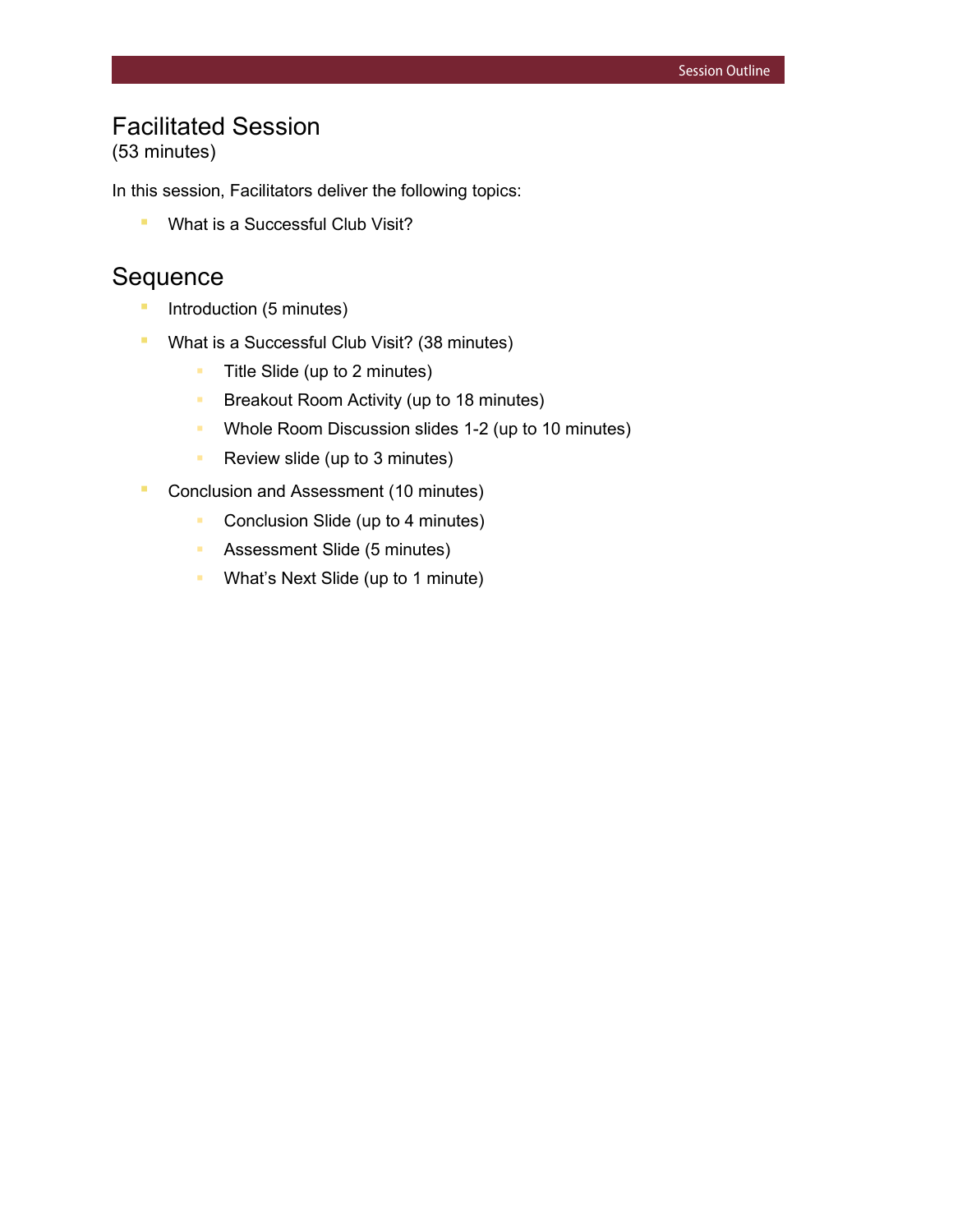## Facilitated Session

(53 minutes)

In this session, Facilitators deliver the following topics:

- What is a Successful Club Visit?

## Sequence

- Introduction (5 minutes)
- What is a Successful Club Visit? (38 minutes)
  - Title Slide (up to 2 minutes)
  - Breakout Room Activity (up to 18 minutes)
  - Whole Room Discussion slides 1-2 (up to 10 minutes)
  - Review slide (up to 3 minutes)
- Conclusion and Assessment (10 minutes)
  - Conclusion Slide (up to 4 minutes)
  - Assessment Slide (5 minutes)
  - What's Next Slide (up to 1 minute)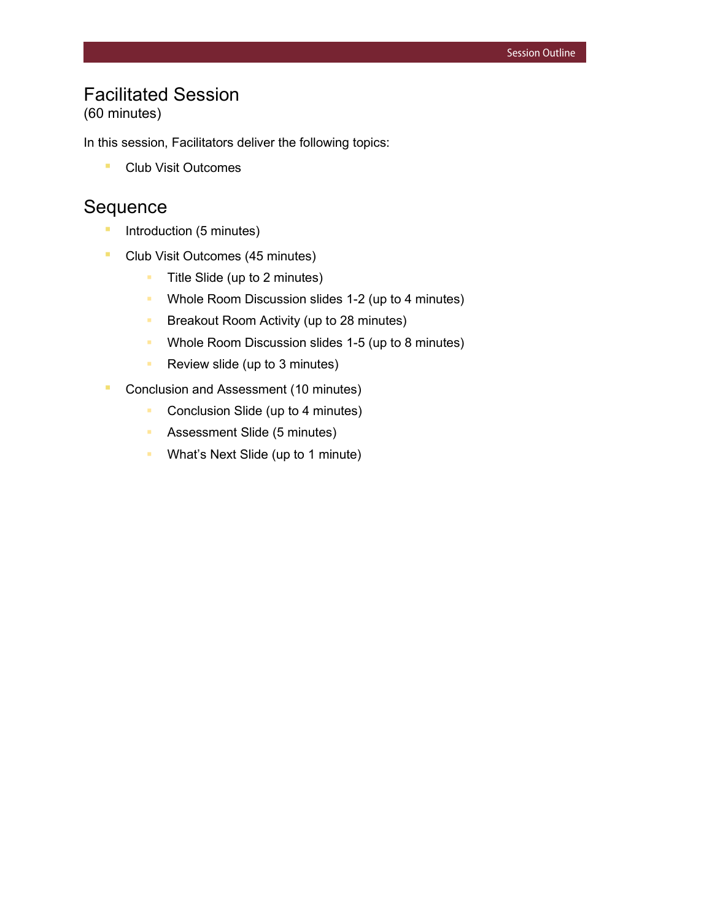# Facilitated Session

(60 minutes)

In this session, Facilitators deliver the following topics:

- Club Visit Outcomes

# Sequence

- Introduction (5 minutes)
- Club Visit Outcomes (45 minutes)
  - Title Slide (up to 2 minutes)
  - Whole Room Discussion slides 1-2 (up to 4 minutes)
  - Breakout Room Activity (up to 28 minutes)
  - Whole Room Discussion slides 1-5 (up to 8 minutes)
  - Review slide (up to 3 minutes)
- Conclusion and Assessment (10 minutes)
  - Conclusion Slide (up to 4 minutes)
  - Assessment Slide (5 minutes)
  - What's Next Slide (up to 1 minute)